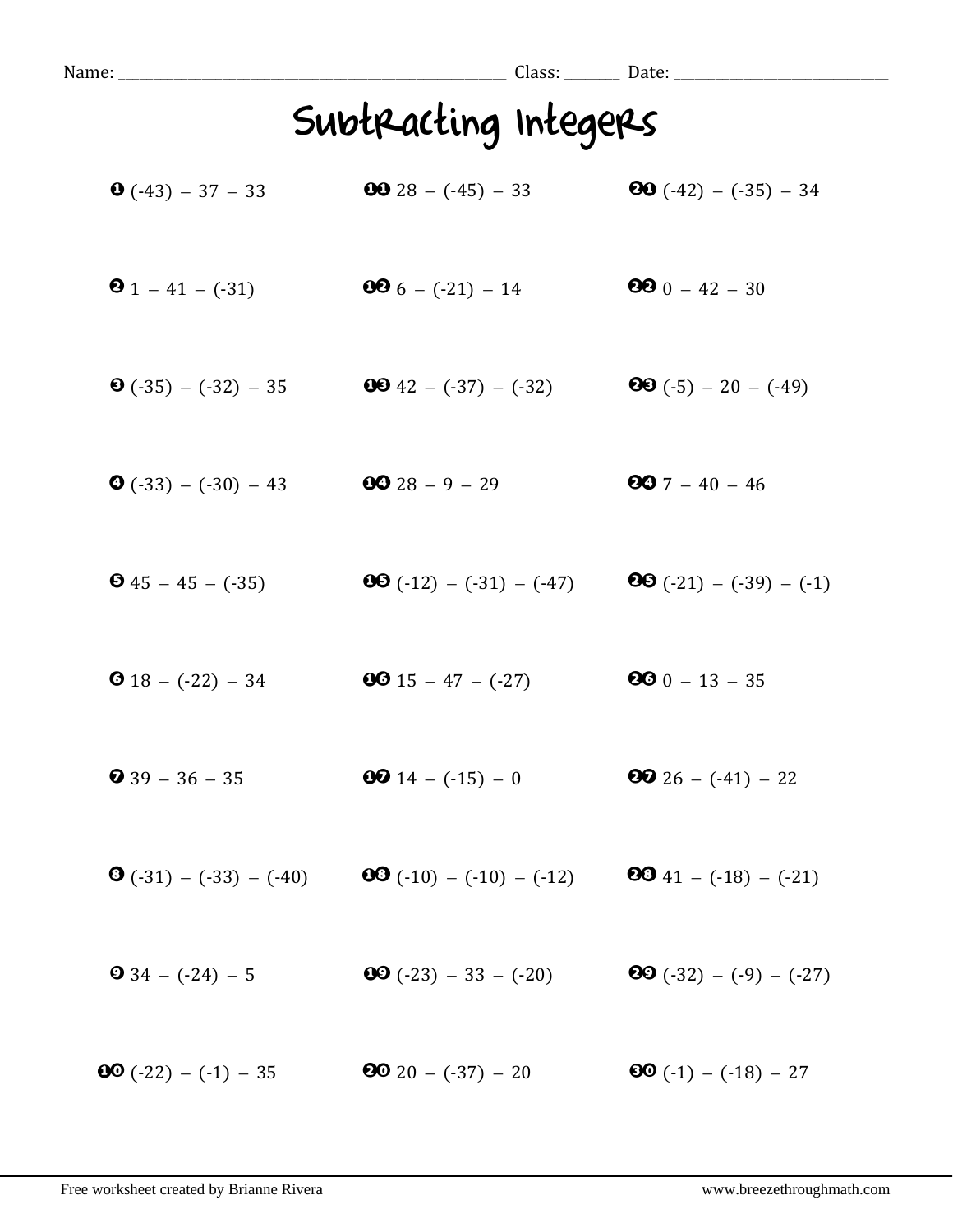Name: _______________ Class: _______ Date: _______________

# Subtracting Integers

1. $(-43) - 37 - 33$
2. $1 - 41 - (-31)$
3. $(-35) - (-32) - 35$
4. $(-33) - (-30) - 43$
5. $45 - 45 - (-35)$
6. $18 - (-22) - 34$
7. $39 - 36 - 35$
8. $(-31) - (-33) - (-40)$
9. $34 - (-24) - 5$
10. $(-22) - (-1) - 35$
11. $28 - (-45) - 33$
12. $6 - (-21) - 14$
13. $42 - (-37) - (-32)$
14. $28 - 9 - 29$
15. $(-12) - (-31) - (-47)$
16. $15 - 47 - (-27)$
17. $14 - (-15) - 0$
18. $(-10) - (-10) - (-12)$
19. $(-23) - 33 - (-20)$
20. $20 - (-37) - 20$
21. $(-42) - (-35) - 34$
22. $0 - 42 - 30$
23. $(-5) - 20 - (-49)$
24. $7 - 40 - 46$
25. $(-21) - (-39) - (-1)$
26. $0 - 13 - 35$
27. $26 - (-41) - 22$
28. $41 - (-18) - (-21)$
29. $(-32) - (-9) - (-27)$
30. $(-1) - (-18) - 27$

Free worksheet created by Brianne Rivera www.breezethroughmath.com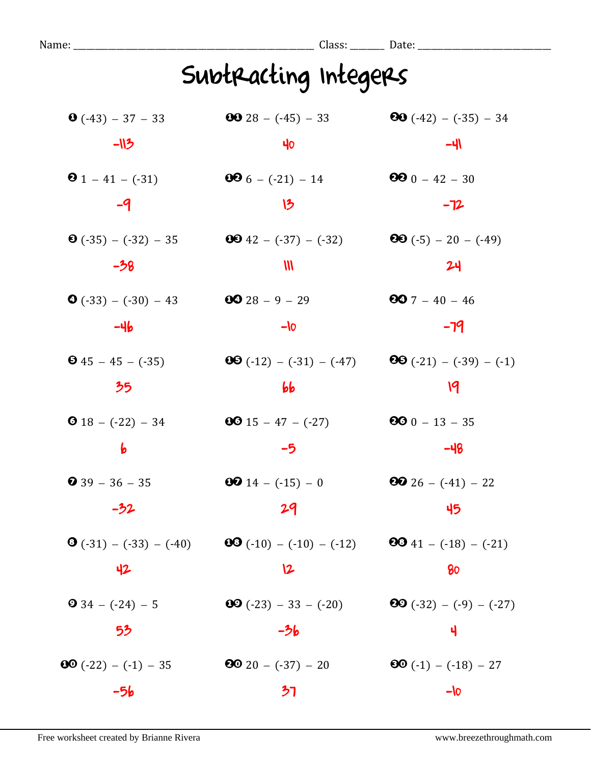Name: ______________________________ Class: _______ Date: ______________________

# Subtracting Integers

**1** $(-43) - 37 - 33$

-113

**2** $1 - 41 - (-31)$

-9

**3** $(-35) - (-32) - 35$

-38

**4** $(-33) - (-30) - 43$

-46

**5** $45 - 45 - (-35)$

35

**6** $18 - (-22) - 34$

6

**7** $39 - 36 - 35$

-32

**8** $(-31) - (-33) - (-40)$

42

**9** $34 - (-24) - 5$

53

**10** $(-22) - (-1) - 35$

-56

**11** $28 - (-45) - 33$

40

**12** $6 - (-21) - 14$

13

**13** $42 - (-37) - (-32)$

111

**14** $28 - 9 - 29$

-10

**15** $(-12) - (-31) - (-47)$

66

**16** $15 - 47 - (-27)$

-5

**17** $14 - (-15) - 0$

29

**18** $(-10) - (-10) - (-12)$

12

**19** $(-23) - 33 - (-20)$

-36

**20** $20 - (-37) - 20$

37

**21** $(-42) - (-35) - 34$

-41

**22** $0 - 42 - 30$

-72

**23** $(-5) - 20 - (-49)$

24

**24** $7 - 40 - 46$

-79

**25** $(-21) - (-39) - (-1)$

19

**26** $0 - 13 - 35$

-48

**27** $26 - (-41) - 22$

45

**28** $41 - (-18) - (-21)$

80

**29** $(-32) - (-9) - (-27)$

4

**30** $(-1) - (-18) - 27$

-10

Free worksheet created by Brianne Rivera

www.breezethroughmath.com